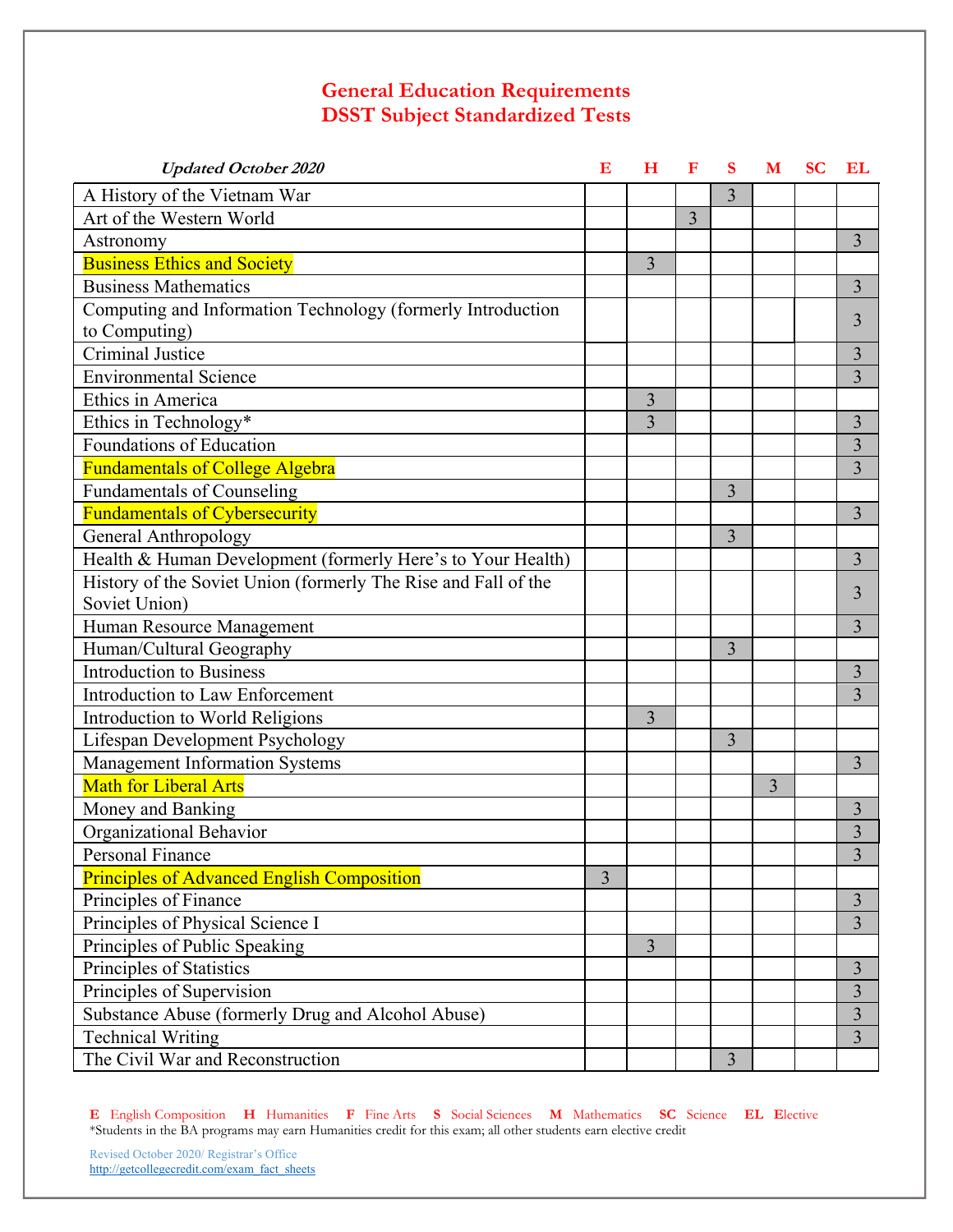# General Education Requirements
# DSST Subject Standardized Tests

| *Updated October 2020* | E | H | F | S | M | SC | EL |
|---|---|---|---|---|---|---|---|
| A History of the Vietnam War | | | | 3 | | | |
| Art of the Western World | | | 3 | | | | |
| Astronomy | | | | | | | 3 |
| Business Ethics and Society | | 3 | | | | | |
| Business Mathematics | | | | | | | 3 |
| Computing and Information Technology (formerly Introduction to Computing) | | | | | | | 3 |
| Criminal Justice | | | | | | | 3 |
| Environmental Science | | | | | | | 3 |
| Ethics in America | | 3 | | | | | |
| Ethics in Technology* | | 3 | | | | | 3 |
| Foundations of Education | | | | | | | 3 |
| Fundamentals of College Algebra | | | | | | | 3 |
| Fundamentals of Counseling | | | | 3 | | | |
| Fundamentals of Cybersecurity | | | | | | | 3 |
| General Anthropology | | | | 3 | | | |
| Health & Human Development (formerly Here's to Your Health) | | | | | | | 3 |
| History of the Soviet Union (formerly The Rise and Fall of the Soviet Union) | | | | | | | 3 |
| Human Resource Management | | | | | | | 3 |
| Human/Cultural Geography | | | | 3 | | | |
| Introduction to Business | | | | | | | 3 |
| Introduction to Law Enforcement | | | | | | | 3 |
| Introduction to World Religions | | 3 | | | | | |
| Lifespan Development Psychology | | | | 3 | | | |
| Management Information Systems | | | | | | | 3 |
| Math for Liberal Arts | | | | | 3 | | |
| Money and Banking | | | | | | | 3 |
| Organizational Behavior | | | | | | | 3 |
| Personal Finance | | | | | | | 3 |
| Principles of Advanced English Composition | 3 | | | | | | |
| Principles of Finance | | | | | | | 3 |
| Principles of Physical Science I | | | | | | | 3 |
| Principles of Public Speaking | | 3 | | | | | |
| Principles of Statistics | | | | | | | 3 |
| Principles of Supervision | | | | | | | 3 |
| Substance Abuse (formerly Drug and Alcohol Abuse) | | | | | | | 3 |
| Technical Writing | | | | | | | 3 |
| The Civil War and Reconstruction | | | | 3 | | | |

**E** English Composition **H** Humanities **F** Fine Arts **S** Social Sciences **M** Mathematics **SC** Science **EL** Elective

*Students in the BA programs may earn Humanities credit for this exam; all other students earn elective credit

Revised October 2020/ Registrar's Office
http://getcollegecredit.com/exam_fact_sheets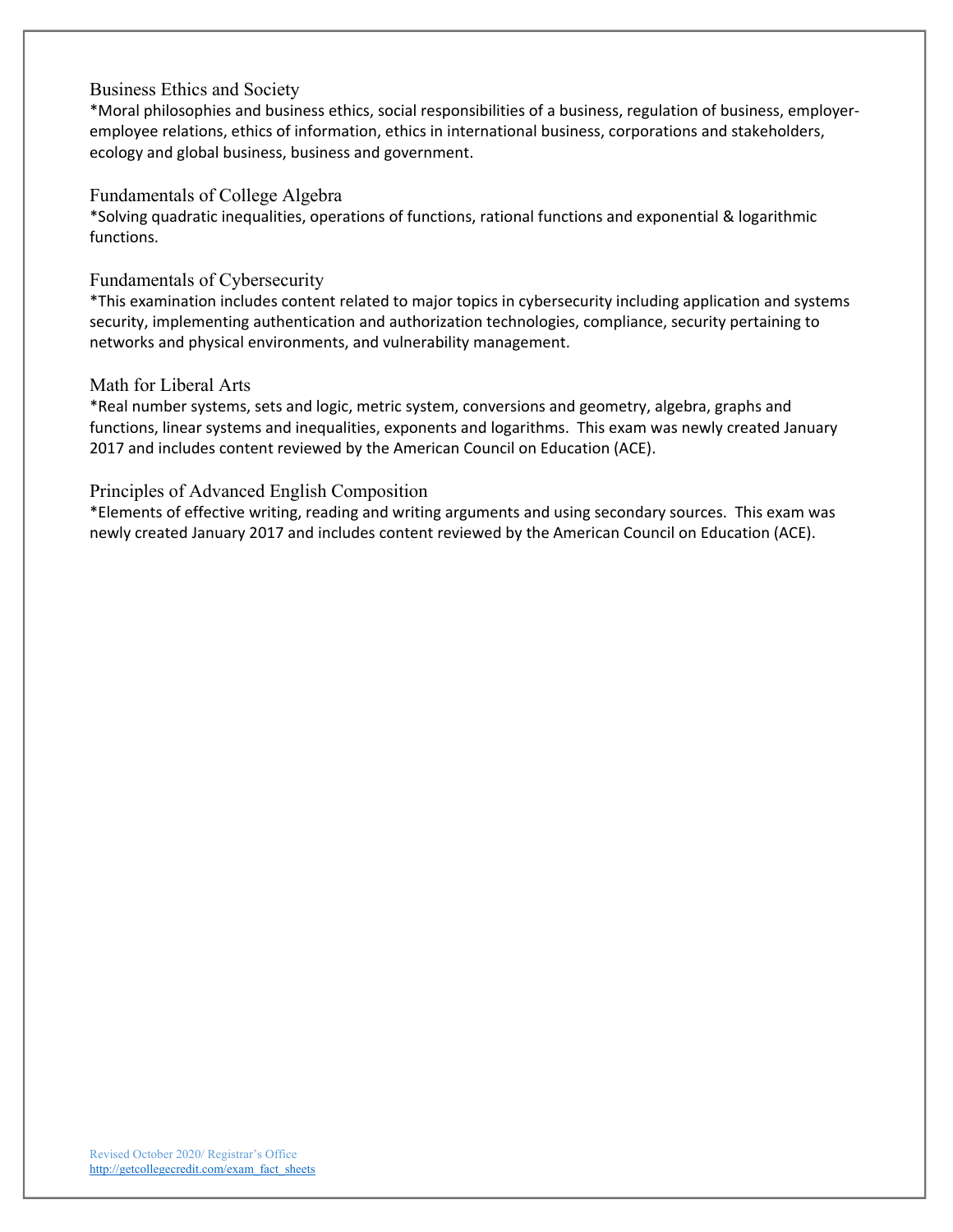### Business Ethics and Society

*Moral philosophies and business ethics, social responsibilities of a business, regulation of business, employer-employee relations, ethics of information, ethics in international business, corporations and stakeholders, ecology and global business, business and government.

### Fundamentals of College Algebra

*Solving quadratic inequalities, operations of functions, rational functions and exponential & logarithmic functions.

### Fundamentals of Cybersecurity

*This examination includes content related to major topics in cybersecurity including application and systems security, implementing authentication and authorization technologies, compliance, security pertaining to networks and physical environments, and vulnerability management.

### Math for Liberal Arts

*Real number systems, sets and logic, metric system, conversions and geometry, algebra, graphs and functions, linear systems and inequalities, exponents and logarithms. This exam was newly created January 2017 and includes content reviewed by the American Council on Education (ACE).

### Principles of Advanced English Composition

*Elements of effective writing, reading and writing arguments and using secondary sources. This exam was newly created January 2017 and includes content reviewed by the American Council on Education (ACE).